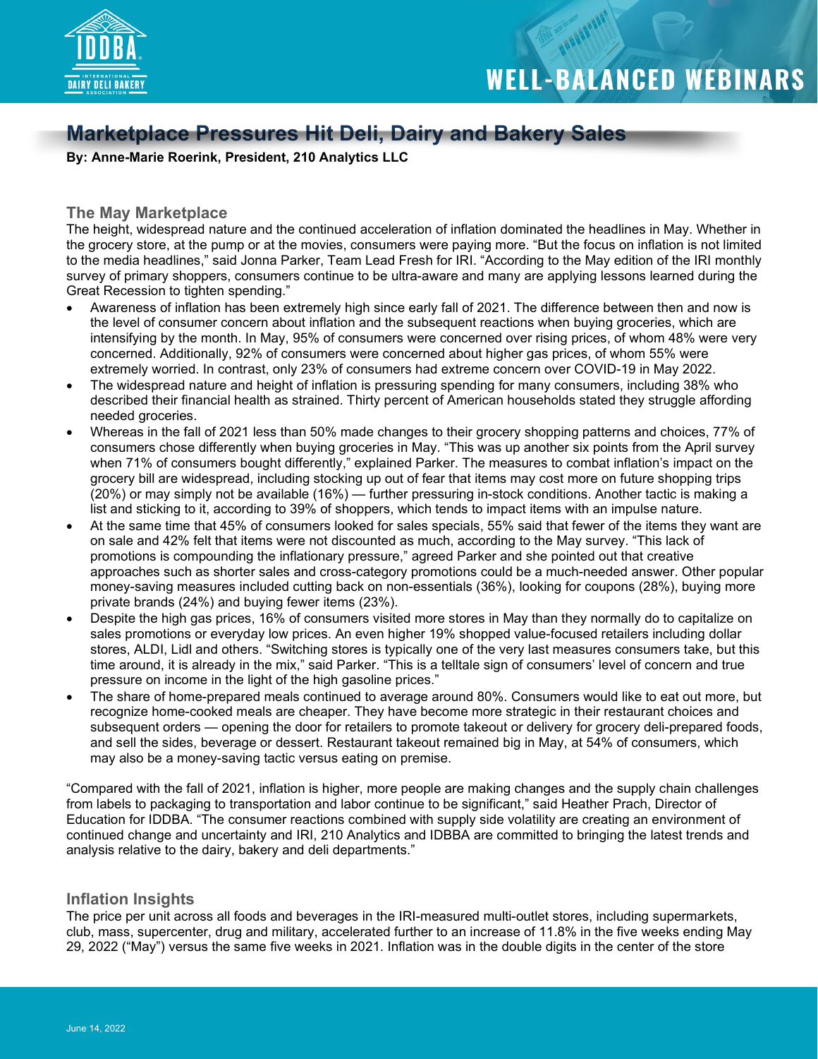# Marketplace Pressures Hit Deli, Dairy and Bakery Sales

**By: Anne-Marie Roerink, President, 210 Analytics LLC**

## The May Marketplace

The height, widespread nature and the continued acceleration of inflation dominated the headlines in May. Whether in the grocery store, at the pump or at the movies, consumers were paying more. "But the focus on inflation is not limited to the media headlines," said Jonna Parker, Team Lead Fresh for IRI. "According to the May edition of the IRI monthly survey of primary shoppers, consumers continue to be ultra-aware and many are applying lessons learned during the Great Recession to tighten spending."

- Awareness of inflation has been extremely high since early fall of 2021. The difference between then and now is the level of consumer concern about inflation and the subsequent reactions when buying groceries, which are intensifying by the month. In May, 95% of consumers were concerned over rising prices, of whom 48% were very concerned. Additionally, 92% of consumers were concerned about higher gas prices, of whom 55% were extremely worried. In contrast, only 23% of consumers had extreme concern over COVID-19 in May 2022.
- The widespread nature and height of inflation is pressuring spending for many consumers, including 38% who described their financial health as strained. Thirty percent of American households stated they struggle affording needed groceries.
- Whereas in the fall of 2021 less than 50% made changes to their grocery shopping patterns and choices, 77% of consumers chose differently when buying groceries in May. "This was up another six points from the April survey when 71% of consumers bought differently," explained Parker. The measures to combat inflation's impact on the grocery bill are widespread, including stocking up out of fear that items may cost more on future shopping trips (20%) or may simply not be available (16%) — further pressuring in-stock conditions. Another tactic is making a list and sticking to it, according to 39% of shoppers, which tends to impact items with an impulse nature.
- At the same time that 45% of consumers looked for sales specials, 55% said that fewer of the items they want are on sale and 42% felt that items were not discounted as much, according to the May survey. "This lack of promotions is compounding the inflationary pressure," agreed Parker and she pointed out that creative approaches such as shorter sales and cross-category promotions could be a much-needed answer. Other popular money-saving measures included cutting back on non-essentials (36%), looking for coupons (28%), buying more private brands (24%) and buying fewer items (23%).
- Despite the high gas prices, 16% of consumers visited more stores in May than they normally do to capitalize on sales promotions or everyday low prices. An even higher 19% shopped value-focused retailers including dollar stores, ALDI, Lidl and others. "Switching stores is typically one of the very last measures consumers take, but this time around, it is already in the mix," said Parker. "This is a telltale sign of consumers' level of concern and true pressure on income in the light of the high gasoline prices."
- The share of home-prepared meals continued to average around 80%. Consumers would like to eat out more, but recognize home-cooked meals are cheaper. They have become more strategic in their restaurant choices and subsequent orders — opening the door for retailers to promote takeout or delivery for grocery deli-prepared foods, and sell the sides, beverage or dessert. Restaurant takeout remained big in May, at 54% of consumers, which may also be a money-saving tactic versus eating on premise.

"Compared with the fall of 2021, inflation is higher, more people are making changes and the supply chain challenges from labels to packaging to transportation and labor continue to be significant," said Heather Prach, Director of Education for IDDBA. "The consumer reactions combined with supply side volatility are creating an environment of continued change and uncertainty and IRI, 210 Analytics and IDBBA are committed to bringing the latest trends and analysis relative to the dairy, bakery and deli departments."

## Inflation Insights

The price per unit across all foods and beverages in the IRI-measured multi-outlet stores, including supermarkets, club, mass, supercenter, drug and military, accelerated further to an increase of 11.8% in the five weeks ending May 29, 2022 ("May") versus the same five weeks in 2021. Inflation was in the double digits in the center of the store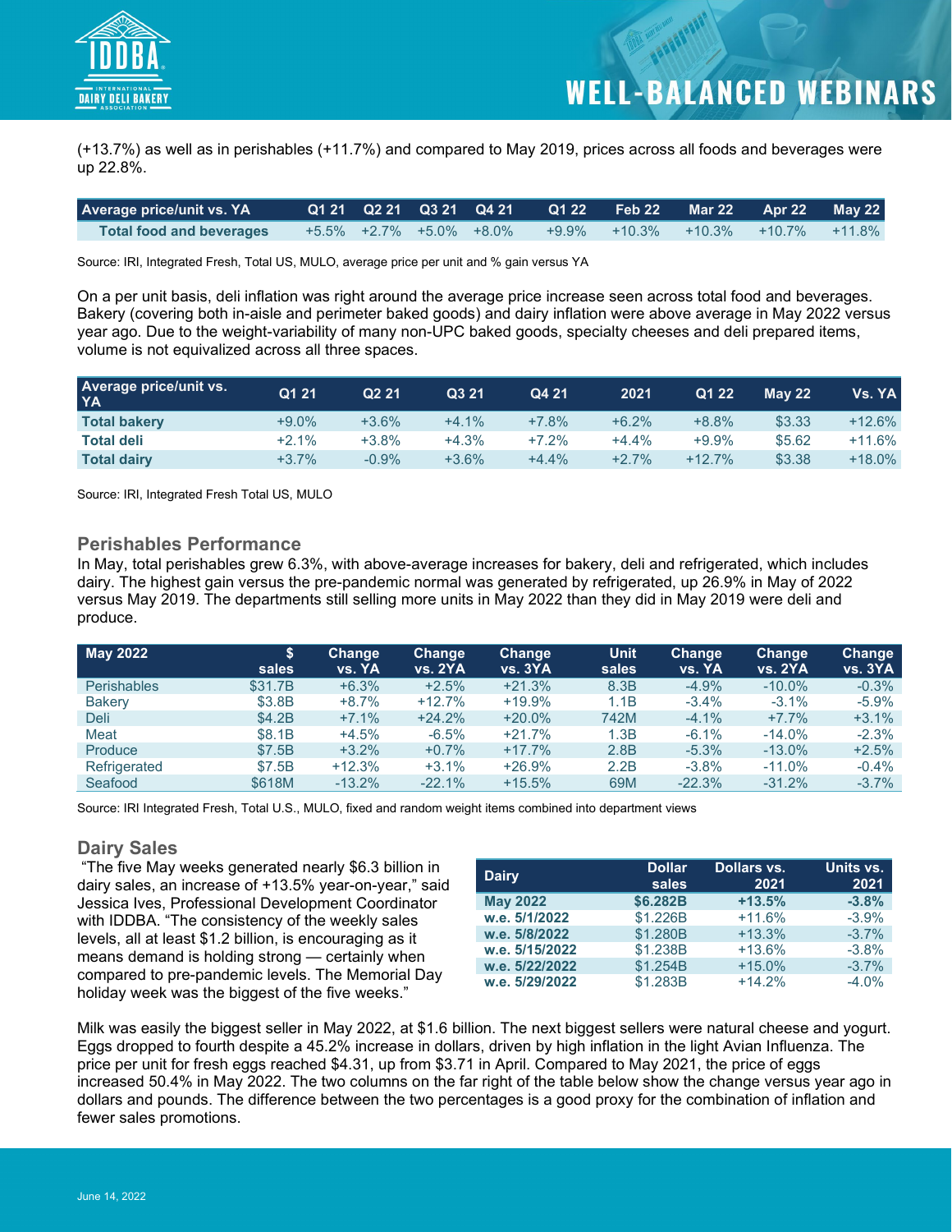(+13.7%) as well as in perishables (+11.7%) and compared to May 2019, prices across all foods and beverages were up 22.8%.

| Average price/unit vs. YA | Q1 21 | Q2 21 | Q3 21 | Q4 21 | Q1 22 | Feb 22 | Mar 22 | Apr 22 | May 22 |
|---|---|---|---|---|---|---|---|---|---|
| Total food and beverages | +5.5% | +2.7% | +5.0% | +8.0% | +9.9% | +10.3% | +10.3% | +10.7% | +11.8% |

Source: IRI, Integrated Fresh, Total US, MULO, average price per unit and % gain versus YA

On a per unit basis, deli inflation was right around the average price increase seen across total food and beverages. Bakery (covering both in-aisle and perimeter baked goods) and dairy inflation were above average in May 2022 versus year ago. Due to the weight-variability of many non-UPC baked goods, specialty cheeses and deli prepared items, volume is not equivalized across all three spaces.

| Average price/unit vs. YA | Q1 21 | Q2 21 | Q3 21 | Q4 21 | 2021 | Q1 22 | May 22 | Vs. YA |
|---|---|---|---|---|---|---|---|---|
| **Total bakery** | +9.0% | +3.6% | +4.1% | +7.8% | +6.2% | +8.8% | $3.33 | +12.6% |
| **Total deli** | +2.1% | +3.8% | +4.3% | +7.2% | +4.4% | +9.9% | $5.62 | +11.6% |
| **Total dairy** | +3.7% | -0.9% | +3.6% | +4.4% | +2.7% | +12.7% | $3.38 | +18.0% |

Source: IRI, Integrated Fresh Total US, MULO

## Perishables Performance

In May, total perishables grew 6.3%, with above-average increases for bakery, deli and refrigerated, which includes dairy. The highest gain versus the pre-pandemic normal was generated by refrigerated, up 26.9% in May of 2022 versus May 2019. The departments still selling more units in May 2022 than they did in May 2019 were deli and produce.

| May 2022 | $ sales | Change vs. YA | Change vs. 2YA | Change vs. 3YA | Unit sales | Change vs. YA | Change vs. 2YA | Change vs. 3YA |
|---|---|---|---|---|---|---|---|---|
| Perishables | $31.7B | +6.3% | +2.5% | +21.3% | 8.3B | -4.9% | -10.0% | -0.3% |
| Bakery | $3.8B | +8.7% | +12.7% | +19.9% | 1.1B | -3.4% | -3.1% | -5.9% |
| Deli | $4.2B | +7.1% | +24.2% | +20.0% | 742M | -4.1% | +7.7% | +3.1% |
| Meat | $8.1B | +4.5% | -6.5% | +21.7% | 1.3B | -6.1% | -14.0% | -2.3% |
| Produce | $7.5B | +3.2% | +0.7% | +17.7% | 2.8B | -5.3% | -13.0% | +2.5% |
| Refrigerated | $7.5B | +12.3% | +3.1% | +26.9% | 2.2B | -3.8% | -11.0% | -0.4% |
| Seafood | $618M | -13.2% | -22.1% | +15.5% | 69M | -22.3% | -31.2% | -3.7% |

Source: IRI Integrated Fresh, Total U.S., MULO, fixed and random weight items combined into department views

## Dairy Sales

"The five May weeks generated nearly $6.3 billion in dairy sales, an increase of +13.5% year-on-year," said Jessica Ives, Professional Development Coordinator with IDDBA. "The consistency of the weekly sales levels, all at least $1.2 billion, is encouraging as it means demand is holding strong — certainly when compared to pre-pandemic levels. The Memorial Day holiday week was the biggest of the five weeks."

| Dairy | Dollar sales | Dollars vs. 2021 | Units vs. 2021 |
|---|---|---|---|
| **May 2022** | **$6.282B** | **+13.5%** | **-3.8%** |
| **w.e. 5/1/2022** | $1.226B | +11.6% | -3.9% |
| **w.e. 5/8/2022** | $1.280B | +13.3% | -3.7% |
| **w.e. 5/15/2022** | $1.238B | +13.6% | -3.8% |
| **w.e. 5/22/2022** | $1.254B | +15.0% | -3.7% |
| **w.e. 5/29/2022** | $1.283B | +14.2% | -4.0% |

Milk was easily the biggest seller in May 2022, at $1.6 billion. The next biggest sellers were natural cheese and yogurt. Eggs dropped to fourth despite a 45.2% increase in dollars, driven by high inflation in the light Avian Influenza. The price per unit for fresh eggs reached $4.31, up from $3.71 in April. Compared to May 2021, the price of eggs increased 50.4% in May 2022. The two columns on the far right of the table below show the change versus year ago in dollars and pounds. The difference between the two percentages is a good proxy for the combination of inflation and fewer sales promotions.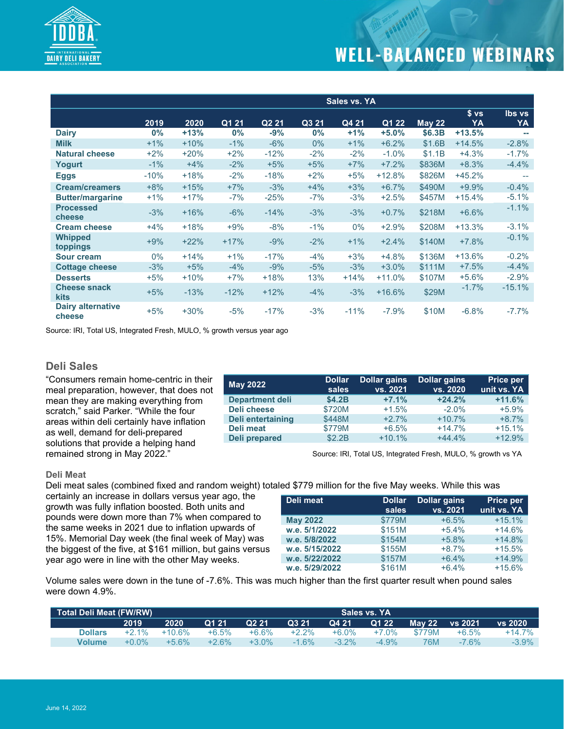| | Sales vs. YA | | | | | | | | | |
|---|---|---|---|---|---|---|---|---|---|---|
| | 2019 | 2020 | Q1 21 | Q2 21 | Q3 21 | Q4 21 | Q1 22 | May 22 | $ vs YA | lbs vs YA |
| **Dairy** | **0%** | **+13%** | **0%** | **-9%** | **0%** | **+1%** | **+5.0%** | **$6.3B** | **+13.5%** | **--** |
| **Milk** | +1% | +10% | -1% | -6% | 0% | +1% | +6.2% | $1.6B | +14.5% | -2.8% |
| **Natural cheese** | +2% | +20% | +2% | -12% | -2% | -2% | -1.0% | $1.1B | +4.3% | -1.7% |
| **Yogurt** | -1% | +4% | -2% | +5% | +5% | +7% | +7.2% | $836M | +8.3% | -4.4% |
| **Eggs** | -10% | +18% | -2% | -18% | +2% | +5% | +12.8% | $826M | +45.2% | -- |
| **Cream/creamers** | +8% | +15% | +7% | -3% | +4% | +3% | +6.7% | $490M | +9.9% | -0.4% |
| **Butter/margarine** | +1% | +17% | -7% | -25% | -7% | -3% | +2.5% | $457M | +15.4% | -5.1% |
| **Processed cheese** | -3% | +16% | -6% | -14% | -3% | -3% | +0.7% | $218M | +6.6% | -1.1% |
| **Cream cheese** | +4% | +18% | +9% | -8% | -1% | 0% | +2.9% | $208M | +13.3% | -3.1% |
| **Whipped toppings** | +9% | +22% | +17% | -9% | -2% | +1% | +2.4% | $140M | +7.8% | -0.1% |
| **Sour cream** | 0% | +14% | +1% | -17% | -4% | +3% | +4.8% | $136M | +13.6% | -0.2% |
| **Cottage cheese** | -3% | +5% | -4% | -9% | -5% | -3% | +3.0% | $111M | +7.5% | -4.4% |
| **Desserts** | +5% | +10% | +7% | +18% | 13% | +14% | +11.0% | $107M | +5.6% | -2.9% |
| **Cheese snack kits** | +5% | -13% | -12% | +12% | -4% | -3% | +16.6% | $29M | -1.7% | -15.1% |
| **Dairy alternative cheese** | +5% | +30% | -5% | -17% | -3% | -11% | -7.9% | $10M | -6.8% | -7.7% |

Source: IRI, Total US, Integrated Fresh, MULO, % growth versus year ago

## Deli Sales

"Consumers remain home-centric in their meal preparation, however, that does not mean they are making everything from scratch," said Parker. "While the four areas within deli certainly have inflation as well, demand for deli-prepared solutions that provide a helping hand remained strong in May 2022."

| May 2022 | Dollar sales | Dollar gains vs. 2021 | Dollar gains vs. 2020 | Price per unit vs. YA |
|---|---|---|---|---|
| **Department deli** | **$4.2B** | **+7.1%** | **+24.2%** | **+11.6%** |
| **Deli cheese** | $720M | +1.5% | -2.0% | +5.9% |
| **Deli entertaining** | $448M | +2.7% | +10.7% | +8.7% |
| **Deli meat** | $779M | +6.5% | +14.7% | +15.1% |
| **Deli prepared** | $2.2B | +10.1% | +44.4% | +12.9% |

Source: IRI, Total US, Integrated Fresh, MULO, % growth vs YA

### Deli Meat

Deli meat sales (combined fixed and random weight) totaled $779 million for the five May weeks. While this was certainly an increase in dollars versus year ago, the growth was fully inflation boosted. Both units and pounds were down more than 7% when compared to the same weeks in 2021 due to inflation upwards of 15%. Memorial Day week (the final week of May) was the biggest of the five, at $161 million, but gains versus year ago were in line with the other May weeks.

| Deli meat | Dollar sales | Dollar gains vs. 2021 | Price per unit vs. YA |
|---|---|---|---|
| **May 2022** | $779M | +6.5% | +15.1% |
| **w.e. 5/1/2022** | $151M | +5.4% | +14.6% |
| **w.e. 5/8/2022** | $154M | +5.8% | +14.8% |
| **w.e. 5/15/2022** | $155M | +8.7% | +15.5% |
| **w.e. 5/22/2022** | $157M | +6.4% | +14.9% |
| **w.e. 5/29/2022** | $161M | +6.4% | +15.6% |

Volume sales were down in the tune of -7.6%. This was much higher than the first quarter result when pound sales were down 4.9%.

| Total Deli Meat (FW/RW) | Sales vs. YA | | | | | | | | | |
|---|---|---|---|---|---|---|---|---|---|---|
| | 2019 | 2020 | Q1 21 | Q2 21 | Q3 21 | Q4 21 | Q1 22 | May 22 | vs 2021 | vs 2020 |
| **Dollars** | +2.1% | +10.6% | +6.5% | +6.6% | +2.2% | +6.0% | +7.0% | $779M | +6.5% | +14.7% |
| **Volume** | +0.0% | +5.6% | +2.6% | +3.0% | -1.6% | -3.2% | -4.9% | 76M | -7.6% | -3.9% |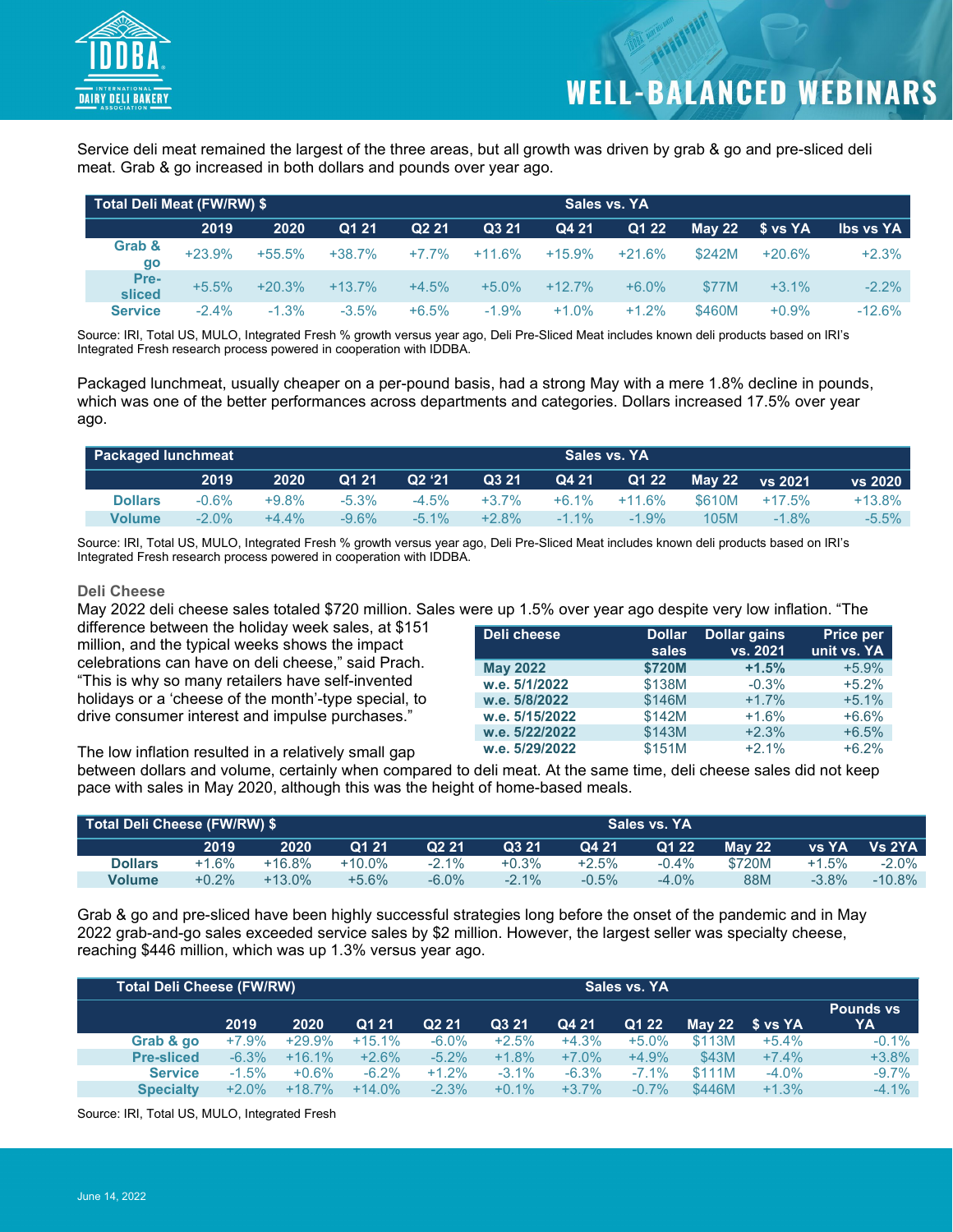Service deli meat remained the largest of the three areas, but all growth was driven by grab & go and pre-sliced deli meat. Grab & go increased in both dollars and pounds over year ago.

| Total Deli Meat (FW/RW) $ | Sales vs. YA | | | | | | | | | |
|---|---|---|---|---|---|---|---|---|---|---|
| | 2019 | 2020 | Q1 21 | Q2 21 | Q3 21 | Q4 21 | Q1 22 | May 22 | $ vs YA | lbs vs YA |
| Grab & go | +23.9% | +55.5% | +38.7% | +7.7% | +11.6% | +15.9% | +21.6% | $242M | +20.6% | +2.3% |
| Pre-sliced | +5.5% | +20.3% | +13.7% | +4.5% | +5.0% | +12.7% | +6.0% | $77M | +3.1% | -2.2% |
| Service | -2.4% | -1.3% | -3.5% | +6.5% | -1.9% | +1.0% | +1.2% | $460M | +0.9% | -12.6% |

Source: IRI, Total US, MULO, Integrated Fresh % growth versus year ago, Deli Pre-Sliced Meat includes known deli products based on IRI's Integrated Fresh research process powered in cooperation with IDDBA.

Packaged lunchmeat, usually cheaper on a per-pound basis, had a strong May with a mere 1.8% decline in pounds, which was one of the better performances across departments and categories. Dollars increased 17.5% over year ago.

| Packaged lunchmeat | Sales vs. YA | | | | | | | | | |
|---|---|---|---|---|---|---|---|---|---|---|
| | 2019 | 2020 | Q1 21 | Q2 '21 | Q3 21 | Q4 21 | Q1 22 | May 22 | vs 2021 | vs 2020 |
| Dollars | -0.6% | +9.8% | -5.3% | -4.5% | +3.7% | +6.1% | +11.6% | $610M | +17.5% | +13.8% |
| Volume | -2.0% | +4.4% | -9.6% | -5.1% | +2.8% | -1.1% | -1.9% | 105M | -1.8% | -5.5% |

Source: IRI, Total US, MULO, Integrated Fresh % growth versus year ago, Deli Pre-Sliced Meat includes known deli products based on IRI's Integrated Fresh research process powered in cooperation with IDDBA.

### Deli Cheese

May 2022 deli cheese sales totaled $720 million. Sales were up 1.5% over year ago despite very low inflation. "The difference between the holiday week sales, at $151 million, and the typical weeks shows the impact celebrations can have on deli cheese," said Prach. "This is why so many retailers have self-invented holidays or a 'cheese of the month'-type special, to drive consumer interest and impulse purchases."

| Deli cheese | Dollar sales | Dollar gains vs. 2021 | Price per unit vs. YA |
|---|---|---|---|
| **May 2022** | **$720M** | **+1.5%** | +5.9% |
| w.e. 5/1/2022 | $138M | -0.3% | +5.2% |
| w.e. 5/8/2022 | $146M | +1.7% | +5.1% |
| w.e. 5/15/2022 | $142M | +1.6% | +6.6% |
| w.e. 5/22/2022 | $143M | +2.3% | +6.5% |
| w.e. 5/29/2022 | $151M | +2.1% | +6.2% |

The low inflation resulted in a relatively small gap between dollars and volume, certainly when compared to deli meat. At the same time, deli cheese sales did not keep pace with sales in May 2020, although this was the height of home-based meals.

| Total Deli Cheese (FW/RW) $ | Sales vs. YA | | | | | | | | | |
|---|---|---|---|---|---|---|---|---|---|---|
| | 2019 | 2020 | Q1 21 | Q2 21 | Q3 21 | Q4 21 | Q1 22 | May 22 | vs YA | Vs 2YA |
| Dollars | +1.6% | +16.8% | +10.0% | -2.1% | +0.3% | +2.5% | -0.4% | $720M | +1.5% | -2.0% |
| Volume | +0.2% | +13.0% | +5.6% | -6.0% | -2.1% | -0.5% | -4.0% | 88M | -3.8% | -10.8% |

Grab & go and pre-sliced have been highly successful strategies long before the onset of the pandemic and in May 2022 grab-and-go sales exceeded service sales by $2 million. However, the largest seller was specialty cheese, reaching $446 million, which was up 1.3% versus year ago.

| Total Deli Cheese (FW/RW) | Sales vs. YA | | | | | | | | | |
|---|---|---|---|---|---|---|---|---|---|---|
| | 2019 | 2020 | Q1 21 | Q2 21 | Q3 21 | Q4 21 | Q1 22 | May 22 | $ vs YA | Pounds vs YA |
| Grab & go | +7.9% | +29.9% | +15.1% | -6.0% | +2.5% | +4.3% | +5.0% | $113M | +5.4% | -0.1% |
| Pre-sliced | -6.3% | +16.1% | +2.6% | -5.2% | +1.8% | +7.0% | +4.9% | $43M | +7.4% | +3.8% |
| Service | -1.5% | +0.6% | -6.2% | +1.2% | -3.1% | -6.3% | -7.1% | $111M | -4.0% | -9.7% |
| Specialty | +2.0% | +18.7% | +14.0% | -2.3% | +0.1% | +3.7% | -0.7% | $446M | +1.3% | -4.1% |

Source: IRI, Total US, MULO, Integrated Fresh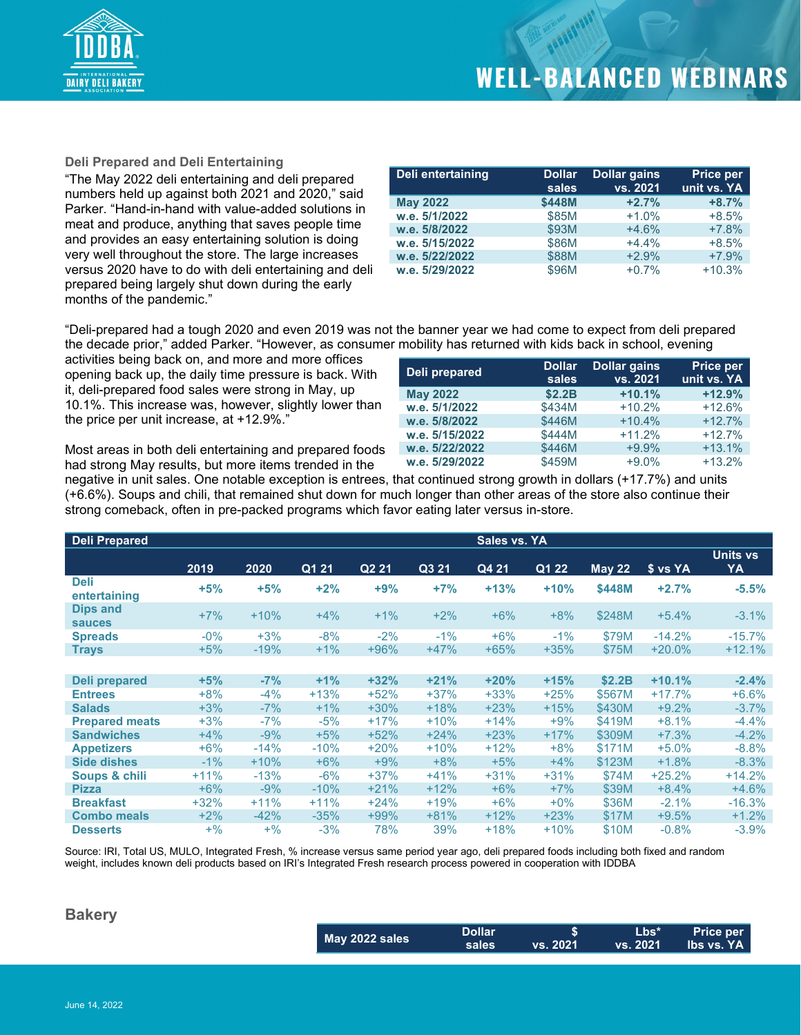### Deli Prepared and Deli Entertaining

"The May 2022 deli entertaining and deli prepared numbers held up against both 2021 and 2020," said Parker. "Hand-in-hand with value-added solutions in meat and produce, anything that saves people time and provides an easy entertaining solution is doing very well throughout the store. The large increases versus 2020 have to do with deli entertaining and deli prepared being largely shut down during the early months of the pandemic."

| Deli entertaining | Dollar sales | Dollar gains vs. 2021 | Price per unit vs. YA |
|---|---|---|---|
| **May 2022** | **$448M** | **+2.7%** | **+8.7%** |
| w.e. 5/1/2022 | $85M | +1.0% | +8.5% |
| w.e. 5/8/2022 | $93M | +4.6% | +7.8% |
| w.e. 5/15/2022 | $86M | +4.4% | +8.5% |
| w.e. 5/22/2022 | $88M | +2.9% | +7.9% |
| w.e. 5/29/2022 | $96M | +0.7% | +10.3% |

"Deli-prepared had a tough 2020 and even 2019 was not the banner year we had come to expect from deli prepared the decade prior," added Parker. "However, as consumer mobility has returned with kids back in school, evening activities being back on, and more and more offices opening back up, the daily time pressure is back. With it, deli-prepared food sales were strong in May, up 10.1%. This increase was, however, slightly lower than the price per unit increase, at +12.9%."

| Deli prepared | Dollar sales | Dollar gains vs. 2021 | Price per unit vs. YA |
|---|---|---|---|
| **May 2022** | **$2.2B** | **+10.1%** | **+12.9%** |
| w.e. 5/1/2022 | $434M | +10.2% | +12.6% |
| w.e. 5/8/2022 | $446M | +10.4% | +12.7% |
| w.e. 5/15/2022 | $444M | +11.2% | +12.7% |
| w.e. 5/22/2022 | $446M | +9.9% | +13.1% |
| w.e. 5/29/2022 | $459M | +9.0% | +13.2% |

Most areas in both deli entertaining and prepared foods had strong May results, but more items trended in the negative in unit sales. One notable exception is entrees, that continued strong growth in dollars (+17.7%) and units (+6.6%). Soups and chili, that remained shut down for much longer than other areas of the store also continue their strong comeback, often in pre-packed programs which favor eating later versus in-store.

| Deli Prepared | Sales vs. YA | | | | | | | | | |
|---|---|---|---|---|---|---|---|---|---|---|
| | 2019 | 2020 | Q1 21 | Q2 21 | Q3 21 | Q4 21 | Q1 22 | May 22 | $ vs YA | Units vs YA |
| **Deli entertaining** | **+5%** | **+5%** | **+2%** | **+9%** | **+7%** | **+13%** | **+10%** | **$448M** | **+2.7%** | **-5.5%** |
| Dips and sauces | +7% | +10% | +4% | +1% | +2% | +6% | +8% | $248M | +5.4% | -3.1% |
| Spreads | -0% | +3% | -8% | -2% | -1% | +6% | -1% | $79M | -14.2% | -15.7% |
| Trays | +5% | -19% | +1% | +96% | +47% | +65% | +35% | $75M | +20.0% | +12.1% |
| | | | | | | | | | | |
| **Deli prepared** | **+5%** | **-7%** | **+1%** | **+32%** | **+21%** | **+20%** | **+15%** | **$2.2B** | **+10.1%** | **-2.4%** |
| Entrees | +8% | -4% | +13% | +52% | +37% | +33% | +25% | $567M | +17.7% | +6.6% |
| Salads | +3% | -7% | +1% | +30% | +18% | +23% | +15% | $430M | +9.2% | -3.7% |
| Prepared meats | +3% | -7% | -5% | +17% | +10% | +14% | +9% | $419M | +8.1% | -4.4% |
| Sandwiches | +4% | -9% | +5% | +52% | +24% | +23% | +17% | $309M | +7.3% | -4.2% |
| Appetizers | +6% | -14% | -10% | +20% | +10% | +12% | +8% | $171M | +5.0% | -8.8% |
| Side dishes | -1% | +10% | +6% | +9% | +8% | +5% | +4% | $123M | +1.8% | -8.3% |
| Soups & chili | +11% | -13% | -6% | +37% | +41% | +31% | +31% | $74M | +25.2% | +14.2% |
| Pizza | +6% | -9% | -10% | +21% | +12% | +6% | +7% | $39M | +8.4% | +4.6% |
| Breakfast | +32% | +11% | +11% | +24% | +19% | +6% | +0% | $36M | -2.1% | -16.3% |
| Combo meals | +2% | -42% | -35% | +99% | +81% | +12% | +23% | $17M | +9.5% | +1.2% |
| Desserts | +% | +% | -3% | 78% | 39% | +18% | +10% | $10M | -0.8% | -3.9% |

Source: IRI, Total US, MULO, Integrated Fresh, % increase versus same period year ago, deli prepared foods including both fixed and random weight, includes known deli products based on IRI's Integrated Fresh research process powered in cooperation with IDDBA

## Bakery

| May 2022 sales | Dollar sales | $ vs. 2021 | Lbs* vs. 2021 | Price per lbs vs. YA |
|---|---|---|---|---|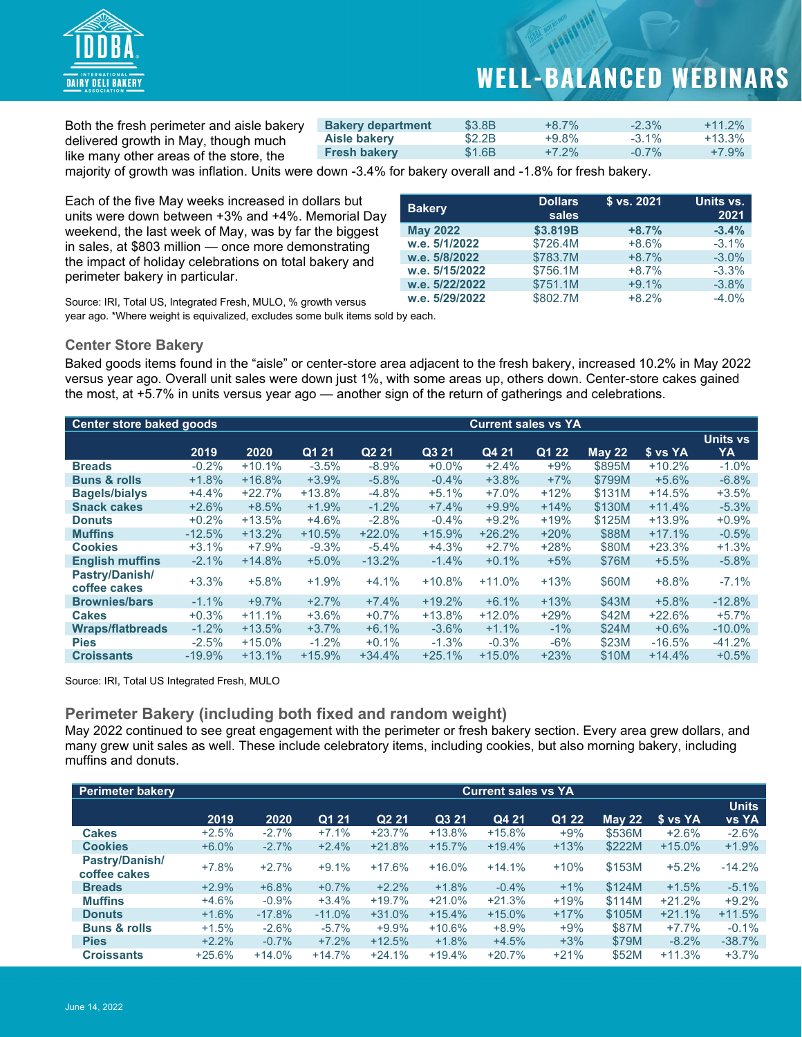Both the fresh perimeter and aisle bakery delivered growth in May, though much like many other areas of the store, the majority of growth was inflation. Units were down -3.4% for bakery overall and -1.8% for fresh bakery.

| | | | | |
|---|---|---|---|---|
| **Bakery department** | $3.8B | +8.7% | -2.3% | +11.2% |
| **Aisle bakery** | $2.2B | +9.8% | -3.1% | +13.3% |
| **Fresh bakery** | $1.6B | +7.2% | -0.7% | +7.9% |

Each of the five May weeks increased in dollars but units were down between +3% and +4%. Memorial Day weekend, the last week of May, was by far the biggest in sales, at $803 million — once more demonstrating the impact of holiday celebrations on total bakery and perimeter bakery in particular.

| Bakery | Dollars sales | $ vs. 2021 | Units vs. 2021 |
|---|---|---|---|
| **May 2022** | **$3.819B** | **+8.7%** | **-3.4%** |
| **w.e. 5/1/2022** | $726.4M | +8.6% | -3.1% |
| **w.e. 5/8/2022** | $783.7M | +8.7% | -3.0% |
| **w.e. 5/15/2022** | $756.1M | +8.7% | -3.3% |
| **w.e. 5/22/2022** | $751.1M | +9.1% | -3.8% |
| **w.e. 5/29/2022** | $802.7M | +8.2% | -4.0% |

Source: IRI, Total US, Integrated Fresh, MULO, % growth versus year ago. *Where weight is equivalized, excludes some bulk items sold by each.

### Center Store Bakery

Baked goods items found in the "aisle" or center-store area adjacent to the fresh bakery, increased 10.2% in May 2022 versus year ago. Overall unit sales were down just 1%, with some areas up, others down. Center-store cakes gained the most, at +5.7% in units versus year ago — another sign of the return of gatherings and celebrations.

| Center store baked goods | Current sales vs YA | | | | | | | | | |
|---|---|---|---|---|---|---|---|---|---|---|
| | 2019 | 2020 | Q1 21 | Q2 21 | Q3 21 | Q4 21 | Q1 22 | May 22 | $ vs YA | Units vs YA |
| **Breads** | -0.2% | +10.1% | -3.5% | -8.9% | +0.0% | +2.4% | +9% | $895M | +10.2% | -1.0% |
| **Buns & rolls** | +1.8% | +16.8% | +3.9% | -5.8% | -0.4% | +3.8% | +7% | $799M | +5.6% | -6.8% |
| **Bagels/bialys** | +4.4% | +22.7% | +13.8% | -4.8% | +5.1% | +7.0% | +12% | $131M | +14.5% | +3.5% |
| **Snack cakes** | +2.6% | +8.5% | +1.9% | -1.2% | +7.4% | +9.9% | +14% | $130M | +11.4% | -5.3% |
| **Donuts** | +0.2% | +13.5% | +4.6% | -2.8% | -0.4% | +9.2% | +19% | $125M | +13.9% | +0.9% |
| **Muffins** | -12.5% | +13.2% | +10.5% | +22.0% | +15.9% | +26.2% | +20% | $88M | +17.1% | -0.5% |
| **Cookies** | +3.1% | +7.9% | -9.3% | -5.4% | +4.3% | +2.7% | +28% | $80M | +23.3% | +1.3% |
| **English muffins** | -2.1% | +14.8% | +5.0% | -13.2% | -1.4% | +0.1% | +5% | $76M | +5.5% | -5.8% |
| **Pastry/Danish/ coffee cakes** | +3.3% | +5.8% | +1.9% | +4.1% | +10.8% | +11.0% | +13% | $60M | +8.8% | -7.1% |
| **Brownies/bars** | -1.1% | +9.7% | +2.7% | +7.4% | +19.2% | +6.1% | +13% | $43M | +5.8% | -12.8% |
| **Cakes** | +0.3% | +11.1% | +3.6% | +0.7% | +13.8% | +12.0% | +29% | $42M | +22.6% | +5.7% |
| **Wraps/flatbreads** | -1.2% | +13.5% | +3.7% | +6.1% | -3.6% | +1.1% | -1% | $24M | +0.6% | -10.0% |
| **Pies** | -2.5% | +15.0% | -1.2% | +0.1% | -1.3% | -0.3% | -6% | $23M | -16.5% | -41.2% |
| **Croissants** | -19.9% | +13.1% | +15.9% | +34.4% | +25.1% | +15.0% | +23% | $10M | +14.4% | +0.5% |

Source: IRI, Total US Integrated Fresh, MULO

### Perimeter Bakery (including both fixed and random weight)

May 2022 continued to see great engagement with the perimeter or fresh bakery section. Every area grew dollars, and many grew unit sales as well. These include celebratory items, including cookies, but also morning bakery, including muffins and donuts.

| Perimeter bakery | Current sales vs YA | | | | | | | | | |
|---|---|---|---|---|---|---|---|---|---|---|
| | 2019 | 2020 | Q1 21 | Q2 21 | Q3 21 | Q4 21 | Q1 22 | May 22 | $ vs YA | Units vs YA |
| **Cakes** | +2.5% | -2.7% | +7.1% | +23.7% | +13.8% | +15.8% | +9% | $536M | +2.6% | -2.6% |
| **Cookies** | +6.0% | -2.7% | +2.4% | +21.8% | +15.7% | +19.4% | +13% | $222M | +15.0% | +1.9% |
| **Pastry/Danish/ coffee cakes** | +7.8% | +2.7% | +9.1% | +17.6% | +16.0% | +14.1% | +10% | $153M | +5.2% | -14.2% |
| **Breads** | +2.9% | +6.8% | +0.7% | +2.2% | +1.8% | -0.4% | +1% | $124M | +1.5% | -5.1% |
| **Muffins** | +4.6% | -0.9% | +3.4% | +19.7% | +21.0% | +21.3% | +19% | $114M | +21.2% | +9.2% |
| **Donuts** | +1.6% | -17.8% | -11.0% | +31.0% | +15.4% | +15.0% | +17% | $105M | +21.1% | +11.5% |
| **Buns & rolls** | +1.5% | -2.6% | -5.7% | +9.9% | +10.6% | +8.9% | +9% | $87M | +7.7% | -0.1% |
| **Pies** | +2.2% | -0.7% | +7.2% | +12.5% | +1.8% | +4.5% | +3% | $79M | -8.2% | -38.7% |
| **Croissants** | +25.6% | +14.0% | +14.7% | +24.1% | +19.4% | +20.7% | +21% | $52M | +11.3% | +3.7% |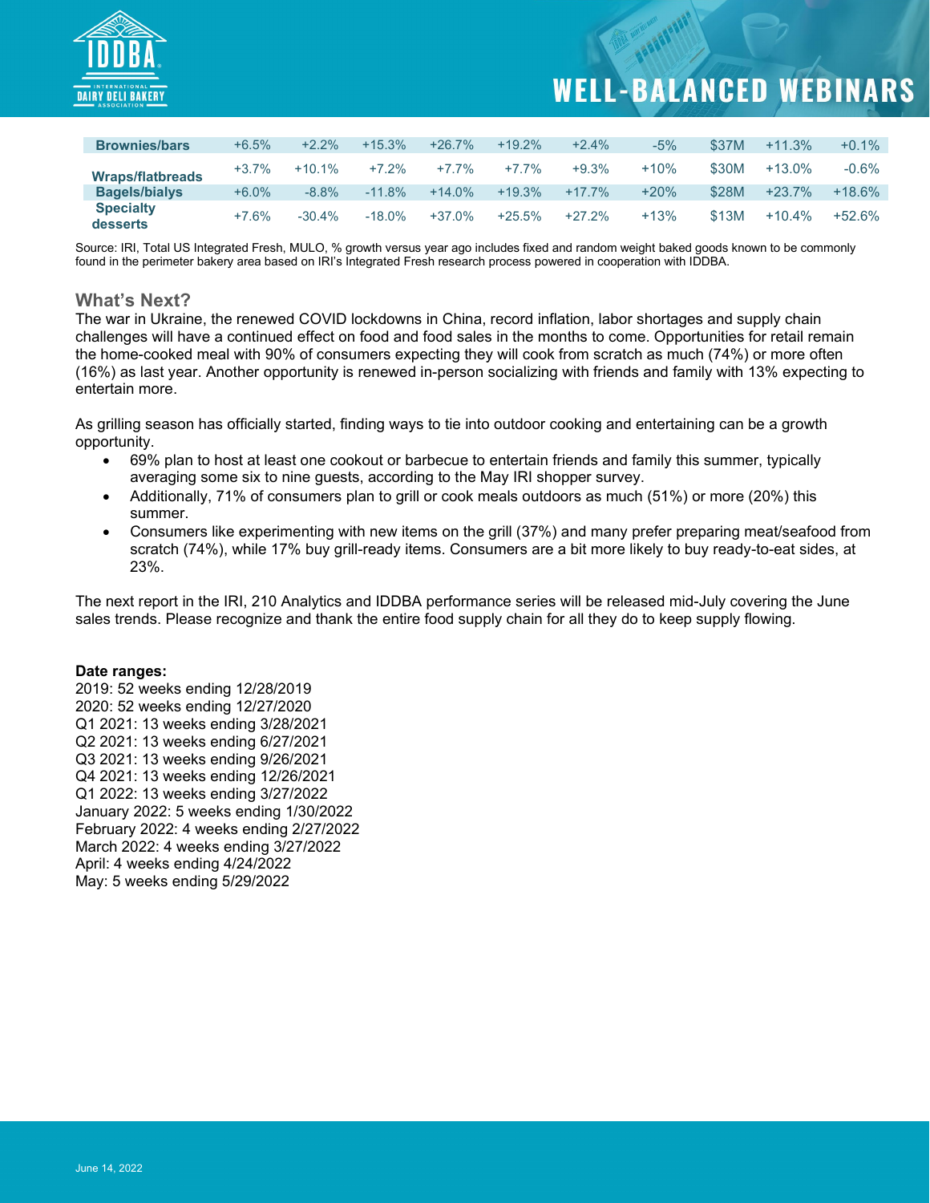| | | | | | | | | | | |
|---|---|---|---|---|---|---|---|---|---|---|
| **Brownies/bars** | +6.5% | +2.2% | +15.3% | +26.7% | +19.2% | +2.4% | -5% | $37M | +11.3% | +0.1% |
| **Wraps/flatbreads** | +3.7% | +10.1% | +7.2% | +7.7% | +7.7% | +9.3% | +10% | $30M | +13.0% | -0.6% |
| **Bagels/bialys** | +6.0% | -8.8% | -11.8% | +14.0% | +19.3% | +17.7% | +20% | $28M | +23.7% | +18.6% |
| **Specialty desserts** | +7.6% | -30.4% | -18.0% | +37.0% | +25.5% | +27.2% | +13% | $13M | +10.4% | +52.6% |

Source: IRI, Total US Integrated Fresh, MULO, % growth versus year ago includes fixed and random weight baked goods known to be commonly found in the perimeter bakery area based on IRI's Integrated Fresh research process powered in cooperation with IDDBA.

## What's Next?

The war in Ukraine, the renewed COVID lockdowns in China, record inflation, labor shortages and supply chain challenges will have a continued effect on food and food sales in the months to come. Opportunities for retail remain the home-cooked meal with 90% of consumers expecting they will cook from scratch as much (74%) or more often (16%) as last year. Another opportunity is renewed in-person socializing with friends and family with 13% expecting to entertain more.

As grilling season has officially started, finding ways to tie into outdoor cooking and entertaining can be a growth opportunity.

- 69% plan to host at least one cookout or barbecue to entertain friends and family this summer, typically averaging some six to nine guests, according to the May IRI shopper survey.
- Additionally, 71% of consumers plan to grill or cook meals outdoors as much (51%) or more (20%) this summer.
- Consumers like experimenting with new items on the grill (37%) and many prefer preparing meat/seafood from scratch (74%), while 17% buy grill-ready items. Consumers are a bit more likely to buy ready-to-eat sides, at 23%.

The next report in the IRI, 210 Analytics and IDDBA performance series will be released mid-July covering the June sales trends. Please recognize and thank the entire food supply chain for all they do to keep supply flowing.

**Date ranges:**
2019: 52 weeks ending 12/28/2019
2020: 52 weeks ending 12/27/2020
Q1 2021: 13 weeks ending 3/28/2021
Q2 2021: 13 weeks ending 6/27/2021
Q3 2021: 13 weeks ending 9/26/2021
Q4 2021: 13 weeks ending 12/26/2021
Q1 2022: 13 weeks ending 3/27/2022
January 2022: 5 weeks ending 1/30/2022
February 2022: 4 weeks ending 2/27/2022
March 2022: 4 weeks ending 3/27/2022
April: 4 weeks ending 4/24/2022
May: 5 weeks ending 5/29/2022